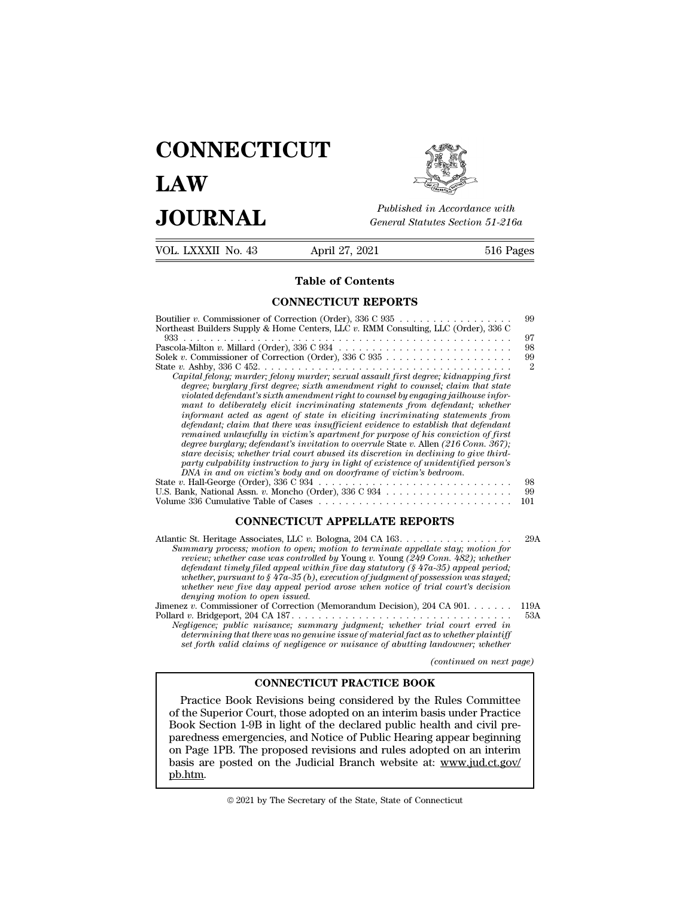# CONNECTICUT LAW JOURNAL

*Published in Accordance with General Statutes Section 51-216a*

VOL. LXXXII No. 43 April 27, 2021 516 Pages

## Table of Contents

### CONNECTICUT REPORTS

Boutilier *v.* Commissioner of Correction (Order), 336 C 935 . . . . . . . . . . . . . . . . . . 99

Northeast Builders Supply & Home Centers, LLC *v.* RMM Consulting, LLC (Order), 336 C 933 . . . . . . . . . . . . . . . . . . . . . . . . . . . . . . . . . . . . . . . . . . . . . . . . . . . . . 97

Pascola-Milton *v.* Millard (Order), 336 C 934 . . . . . . . . . . . . . . . . . . . . . . . . . . 98

Solek *v.* Commissioner of Correction (Order), 336 C 935 . . . . . . . . . . . . . . . . . . . . 99

State *v.* Ashby, 336 C 452. . . . . . . . . . . . . . . . . . . . . . . . . . . . . . . . . . . . . . . . 2

*Capital felony; murder; felony murder; sexual assault first degree; kidnapping first degree; burglary first degree; sixth amendment right to counsel; claim that state violated defendant's sixth amendment right to counsel by engaging jailhouse informant to deliberately elicit incriminating statements from defendant; whether informant acted as agent of state in eliciting incriminating statements from defendant; claim that there was insufficient evidence to establish that defendant remained unlawfully in victim's apartment for purpose of his conviction of first degree burglary; defendant's invitation to overrule* State *v.* Allen *(216 Conn. 367); stare decisis; whether trial court abused its discretion in declining to give third-party culpability instruction to jury in light of existence of unidentified person's DNA in and on victim's body and on doorframe of victim's bedroom.*

State *v.* Hall-George (Order), 336 C 934 . . . . . . . . . . . . . . . . . . . . . . . . . . . . . . 98

U.S. Bank, National Assn. *v.* Moncho (Order), 336 C 934 . . . . . . . . . . . . . . . . . . . . 99

Volume 336 Cumulative Table of Cases . . . . . . . . . . . . . . . . . . . . . . . . . . . . . 101

### CONNECTICUT APPELLATE REPORTS

Atlantic St. Heritage Associates, LLC *v.* Bologna, 204 CA 163. . . . . . . . . . . . . . . . . 29A

*Summary process; motion to open; motion to terminate appellate stay; motion for review; whether case was controlled by* Young *v.* Young *(249 Conn. 482); whether defendant timely filed appeal within five day statutory (§ 47a-35) appeal period; whether, pursuant to § 47a-35 (b), execution of judgment of possession was stayed; whether new five day appeal period arose when notice of trial court's decision denying motion to open issued.*

Jimenez *v.* Commissioner of Correction (Memorandum Decision), 204 CA 901. . . . . . . 119A

Pollard *v.* Bridgeport, 204 CA 187. . . . . . . . . . . . . . . . . . . . . . . . . . . . . . . . . . 53A

*Negligence; public nuisance; summary judgment; whether trial court erred in determining that there was no genuine issue of material fact as to whether plaintiff set forth valid claims of negligence or nuisance of abutting landowner; whether*

*(continued on next page)*

### CONNECTICUT PRACTICE BOOK

Practice Book Revisions being considered by the Rules Committee of the Superior Court, those adopted on an interim basis under Practice Book Section 1-9B in light of the declared public health and civil preparedness emergencies, and Notice of Public Hearing appear beginning on Page 1PB. The proposed revisions and rules adopted on an interim basis are posted on the Judicial Branch website at: www.jud.ct.gov/pb.htm.

© 2021 by The Secretary of the State, State of Connecticut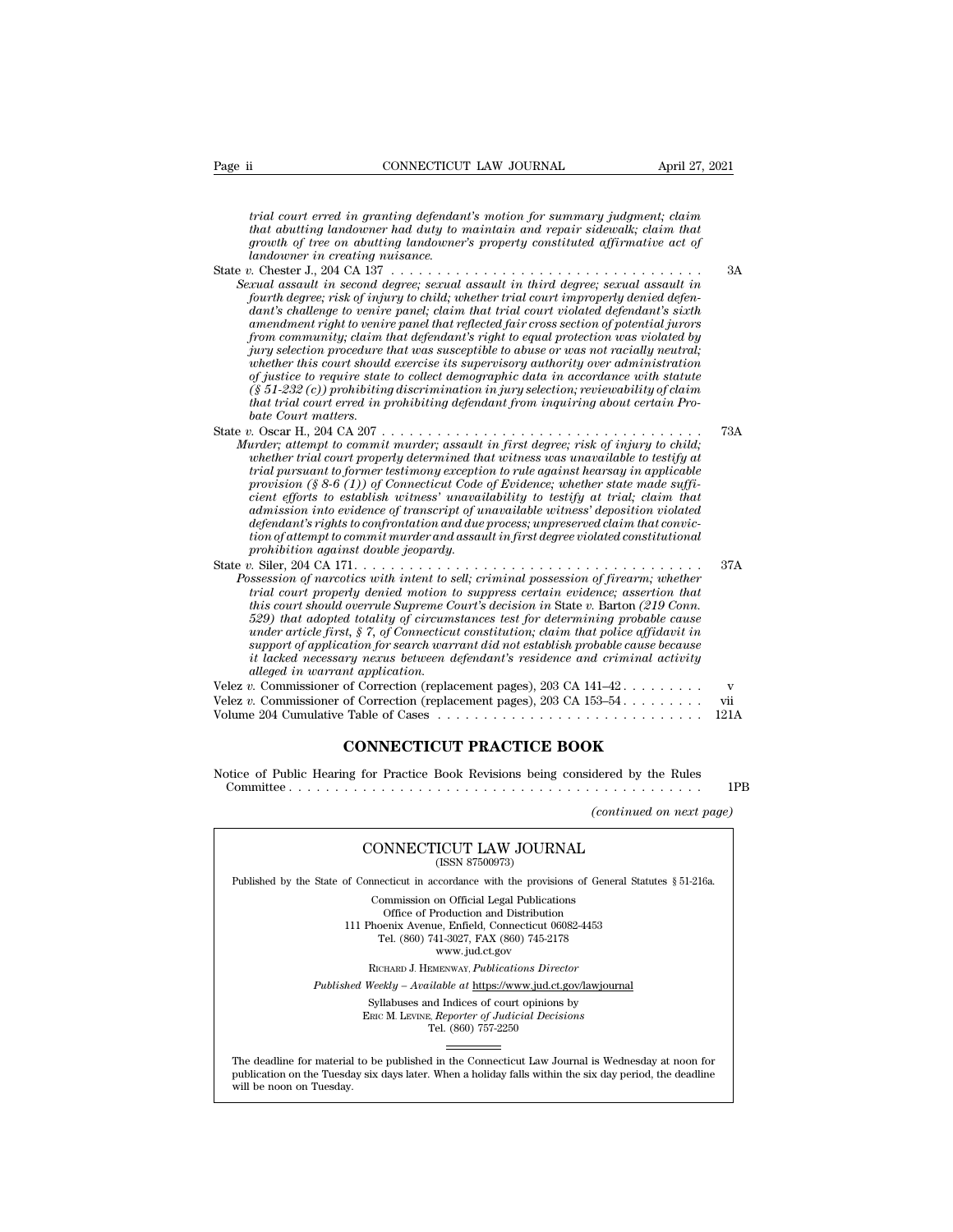*trial court erred in granting defendant's motion for summary judgment; claim that abutting landowner had duty to maintain and repair sidewalk; claim that growth of tree on abutting landowner's property constituted affirmative act of landowner in creating nuisance.*

State *v.* Chester J., 204 CA 137 . . . . . . . . . . . . . . . . . . . . . . . . . . . . . . . . . . 3A

*Sexual assault in second degree; sexual assault in third degree; sexual assault in fourth degree; risk of injury to child; whether trial court improperly denied defendant's challenge to venire panel; claim that trial court violated defendant's sixth amendment right to venire panel that reflected fair cross section of potential jurors from community; claim that defendant's right to equal protection was violated by jury selection procedure that was susceptible to abuse or was not racially neutral; whether this court should exercise its supervisory authority over administration of justice to require state to collect demographic data in accordance with statute (§ 51-232 (c)) prohibiting discrimination in jury selection; reviewability of claim that trial court erred in prohibiting defendant from inquiring about certain Probate Court matters.*

State *v.* Oscar H., 204 CA 207 . . . . . . . . . . . . . . . . . . . . . . . . . . . . . . . . . . 73A

*Murder; attempt to commit murder; assault in first degree; risk of injury to child; whether trial court properly determined that witness was unavailable to testify at trial pursuant to former testimony exception to rule against hearsay in applicable provision (§ 8-6 (1)) of Connecticut Code of Evidence; whether state made sufficient efforts to establish witness' unavailability to testify at trial; claim that admission into evidence of transcript of unavailable witness' deposition violated defendant's rights to confrontation and due process; unpreserved claim that conviction of attempt to commit murder and assault in first degree violated constitutional prohibition against double jeopardy.*

State *v.* Siler, 204 CA 171. . . . . . . . . . . . . . . . . . . . . . . . . . . . . . . . . . . . . 37A

*Possession of narcotics with intent to sell; criminal possession of firearm; whether trial court properly denied motion to suppress certain evidence; assertion that this court should overrule Supreme Court's decision in* State *v.* Barton *(219 Conn. 529) that adopted totality of circumstances test for determining probable cause under article first, § 7, of Connecticut constitution; claim that police affidavit in support of application for search warrant did not establish probable cause because it lacked necessary nexus between defendant's residence and criminal activity alleged in warrant application.*

Velez *v.* Commissioner of Correction (replacement pages), 203 CA 141–42 . . . . . . . . . v

Velez *v.* Commissioner of Correction (replacement pages), 203 CA 153–54 . . . . . . . . . vii

Volume 204 Cumulative Table of Cases . . . . . . . . . . . . . . . . . . . . . . . . . . . . 121A

## CONNECTICUT PRACTICE BOOK

Notice of Public Hearing for Practice Book Revisions being considered by the Rules Committee . . . . . . . . . . . . . . . . . . . . . . . . . . . . . . . . . . . . . . . . . . . . 1PB

*(continued on next page)*

---

CONNECTICUT LAW JOURNAL
(ISSN 87500973)

Published by the State of Connecticut in accordance with the provisions of General Statutes § 51-216a.

Commission on Official Legal Publications
Office of Production and Distribution
111 Phoenix Avenue, Enfield, Connecticut 06082-4453
Tel. (860) 741-3027, FAX (860) 745-2178
www.jud.ct.gov

RICHARD J. HEMENWAY, *Publications Director*

*Published Weekly – Available at* https://www.jud.ct.gov/lawjournal

Syllabuses and Indices of court opinions by
ERIC M. LEVINE, *Reporter of Judicial Decisions*
Tel. (860) 757-2250

The deadline for material to be published in the Connecticut Law Journal is Wednesday at noon for publication on the Tuesday six days later. When a holiday falls within the six day period, the deadline will be noon on Tuesday.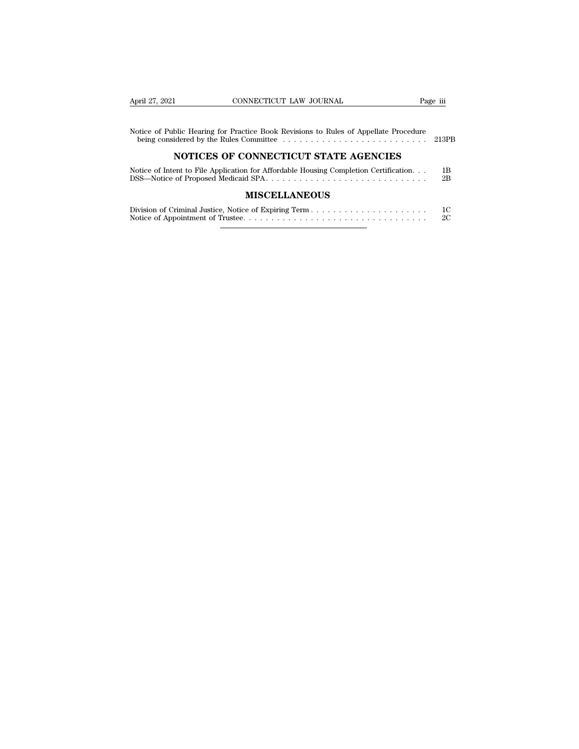Notice of Public Hearing for Practice Book Revisions to Rules of Appellate Procedure being considered by the Rules Committee . . . . . . . . . . . . . . . . . . . . . . . . . . 213PB

## NOTICES OF CONNECTICUT STATE AGENCIES

Notice of Intent to File Application for Affordable Housing Completion Certification. . . 1B
DSS—Notice of Proposed Medicaid SPA. . . . . . . . . . . . . . . . . . . . . . . . . . . . . . 2B

## MISCELLANEOUS

Division of Criminal Justice, Notice of Expiring Term . . . . . . . . . . . . . . . . . . . . . . 1C
Notice of Appointment of Trustee. . . . . . . . . . . . . . . . . . . . . . . . . . . . . . . . . . 2C